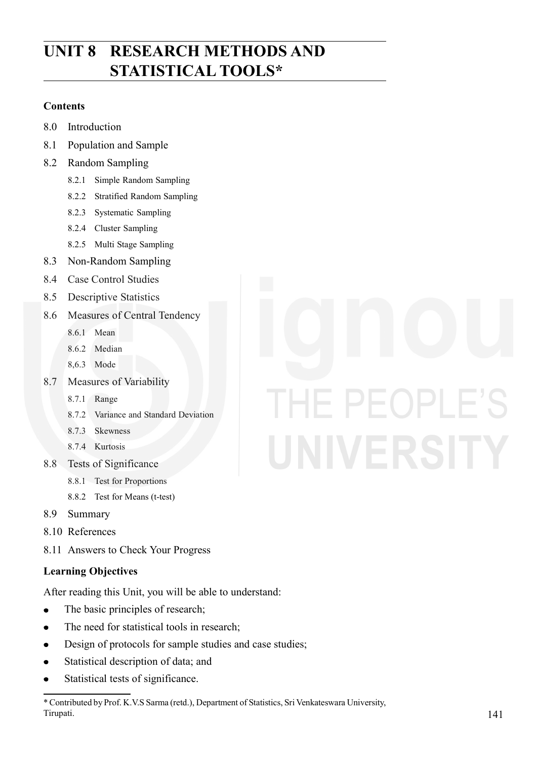# UNIT 8 RESEARCH METHODS AND STATISTICAL TOOLS*

**Contents**

8.0 Introduction

8.1 Population and Sample

8.2 Random Sampling

- 8.2.1 Simple Random Sampling
- 8.2.2 Stratified Random Sampling
- 8.2.3 Systematic Sampling
- 8.2.4 Cluster Sampling
- 8.2.5 Multi Stage Sampling

8.3 Non-Random Sampling

8.4 Case Control Studies

8.5 Descriptive Statistics

8.6 Measures of Central Tendency

- 8.6.1 Mean
- 8.6.2 Median
- 8,6.3 Mode

8.7 Measures of Variability

- 8.7.1 Range
- 8.7.2 Variance and Standard Deviation
- 8.7.3 Skewness
- 8.7.4 Kurtosis

8.8 Tests of Significance

- 8.8.1 Test for Proportions
- 8.8.2 Test for Means (t-test)

8.9 Summary

8.10 References

8.11 Answers to Check Your Progress

**Learning Objectives**

After reading this Unit, you will be able to understand:

- The basic principles of research;
- The need for statistical tools in research;
- Design of protocols for sample studies and case studies;
- Statistical description of data; and
- Statistical tests of significance.

---

\* Contributed by Prof. K.V.S Sarma (retd.), Department of Statistics, Sri Venkateswara University, Tirupati.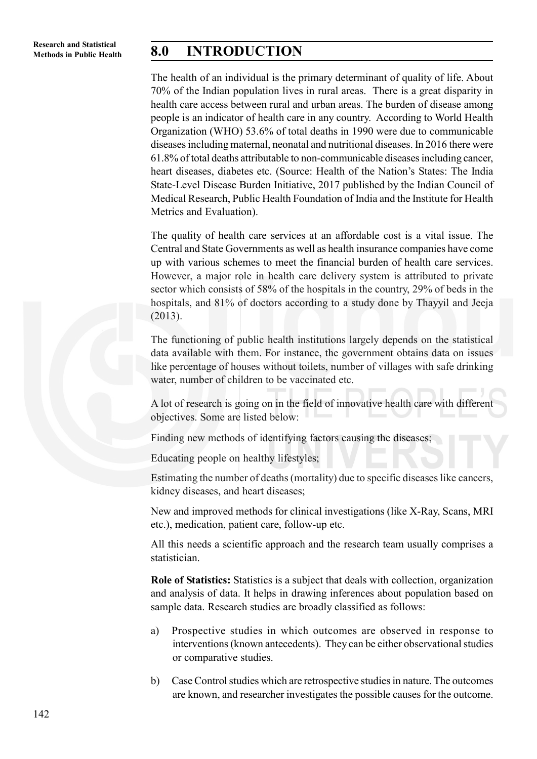## 8.0 INTRODUCTION

The health of an individual is the primary determinant of quality of life. About 70% of the Indian population lives in rural areas. There is a great disparity in health care access between rural and urban areas. The burden of disease among people is an indicator of health care in any country. According to World Health Organization (WHO) 53.6% of total deaths in 1990 were due to communicable diseases including maternal, neonatal and nutritional diseases. In 2016 there were 61.8% of total deaths attributable to non-communicable diseases including cancer, heart diseases, diabetes etc. (Source: Health of the Nation's States: The India State-Level Disease Burden Initiative, 2017 published by the Indian Council of Medical Research, Public Health Foundation of India and the Institute for Health Metrics and Evaluation).

The quality of health care services at an affordable cost is a vital issue. The Central and State Governments as well as health insurance companies have come up with various schemes to meet the financial burden of health care services. However, a major role in health care delivery system is attributed to private sector which consists of 58% of the hospitals in the country, 29% of beds in the hospitals, and 81% of doctors according to a study done by Thayyil and Jeeja (2013).

The functioning of public health institutions largely depends on the statistical data available with them. For instance, the government obtains data on issues like percentage of houses without toilets, number of villages with safe drinking water, number of children to be vaccinated etc.

A lot of research is going on in the field of innovative health care with different objectives. Some are listed below:

Finding new methods of identifying factors causing the diseases;

Educating people on healthy lifestyles;

Estimating the number of deaths (mortality) due to specific diseases like cancers, kidney diseases, and heart diseases;

New and improved methods for clinical investigations (like X-Ray, Scans, MRI etc.), medication, patient care, follow-up etc.

All this needs a scientific approach and the research team usually comprises a statistician.

**Role of Statistics:** Statistics is a subject that deals with collection, organization and analysis of data. It helps in drawing inferences about population based on sample data. Research studies are broadly classified as follows:

a) Prospective studies in which outcomes are observed in response to interventions (known antecedents). They can be either observational studies or comparative studies.

b) Case Control studies which are retrospective studies in nature. The outcomes are known, and researcher investigates the possible causes for the outcome.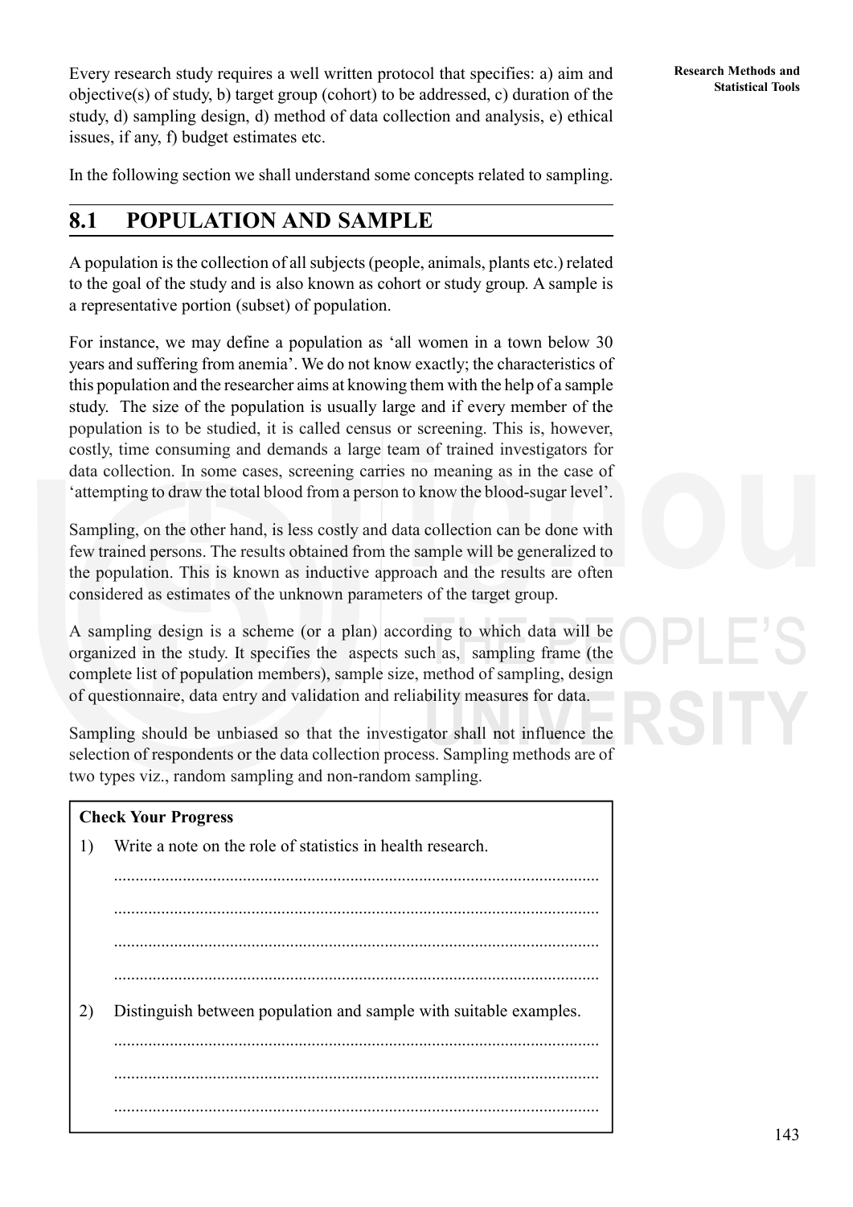Every research study requires a well written protocol that specifies: a) aim and objective(s) of study, b) target group (cohort) to be addressed, c) duration of the study, d) sampling design, d) method of data collection and analysis, e) ethical issues, if any, f) budget estimates etc.

In the following section we shall understand some concepts related to sampling.

## 8.1 POPULATION AND SAMPLE

A population is the collection of all subjects (people, animals, plants etc.) related to the goal of the study and is also known as cohort or study group. A sample is a representative portion (subset) of population.

For instance, we may define a population as 'all women in a town below 30 years and suffering from anemia'. We do not know exactly; the characteristics of this population and the researcher aims at knowing them with the help of a sample study. The size of the population is usually large and if every member of the population is to be studied, it is called census or screening. This is, however, costly, time consuming and demands a large team of trained investigators for data collection. In some cases, screening carries no meaning as in the case of 'attempting to draw the total blood from a person to know the blood-sugar level'.

Sampling, on the other hand, is less costly and data collection can be done with few trained persons. The results obtained from the sample will be generalized to the population. This is known as inductive approach and the results are often considered as estimates of the unknown parameters of the target group.

A sampling design is a scheme (or a plan) according to which data will be organized in the study. It specifies the aspects such as, sampling frame (the complete list of population members), sample size, method of sampling, design of questionnaire, data entry and validation and reliability measures for data.

Sampling should be unbiased so that the investigator shall not influence the selection of respondents or the data collection process. Sampling methods are of two types viz., random sampling and non-random sampling.

**Check Your Progress**

1) Write a note on the role of statistics in health research.

...............................................................................................................

...............................................................................................................

...............................................................................................................

...............................................................................................................

2) Distinguish between population and sample with suitable examples.

...............................................................................................................

...............................................................................................................

...............................................................................................................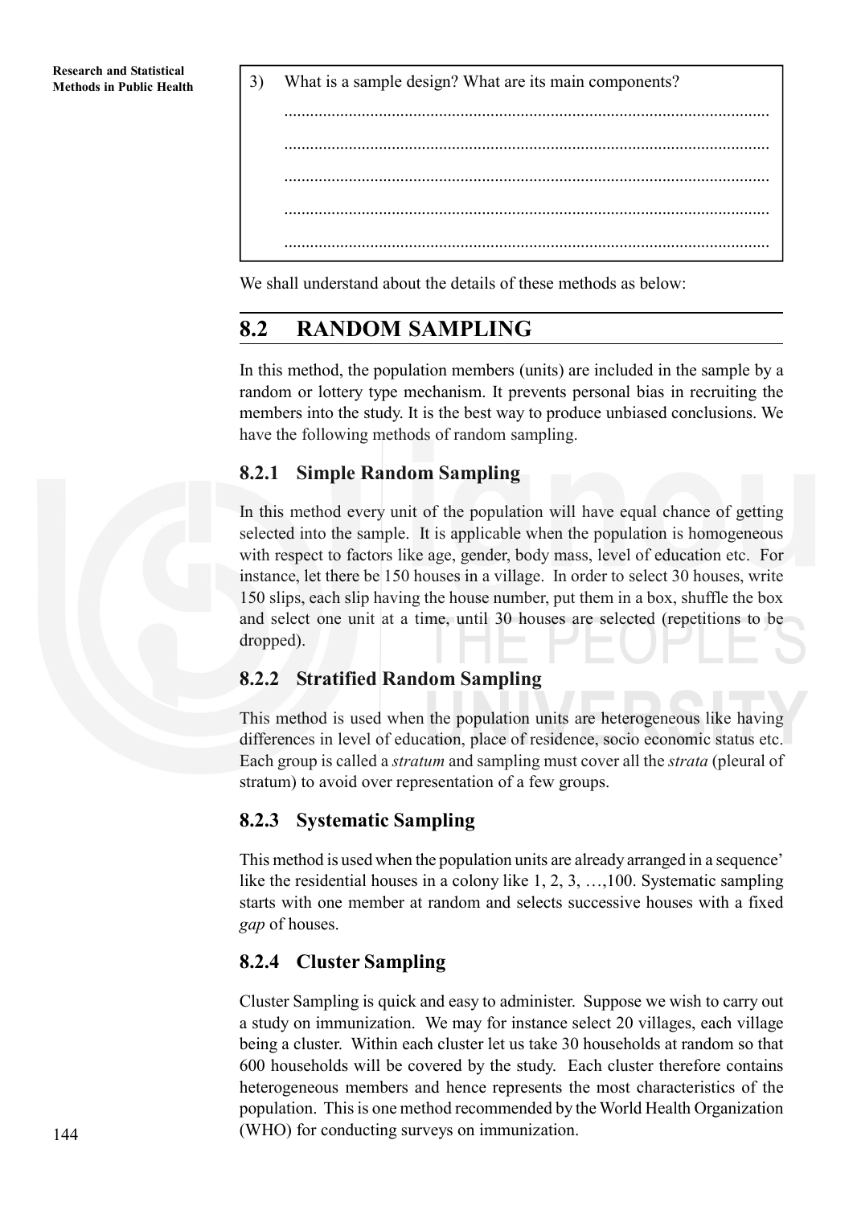3) What is a sample design? What are its main components?

................................................................................................................

................................................................................................................

................................................................................................................

................................................................................................................

................................................................................................................

We shall understand about the details of these methods as below:

## 8.2 RANDOM SAMPLING

In this method, the population members (units) are included in the sample by a random or lottery type mechanism. It prevents personal bias in recruiting the members into the study. It is the best way to produce unbiased conclusions. We have the following methods of random sampling.

### 8.2.1 Simple Random Sampling

In this method every unit of the population will have equal chance of getting selected into the sample. It is applicable when the population is homogeneous with respect to factors like age, gender, body mass, level of education etc. For instance, let there be 150 houses in a village. In order to select 30 houses, write 150 slips, each slip having the house number, put them in a box, shuffle the box and select one unit at a time, until 30 houses are selected (repetitions to be dropped).

### 8.2.2 Stratified Random Sampling

This method is used when the population units are heterogeneous like having differences in level of education, place of residence, socio economic status etc. Each group is called a *stratum* and sampling must cover all the *strata* (pleural of stratum) to avoid over representation of a few groups.

### 8.2.3 Systematic Sampling

This method is used when the population units are already arranged in a sequence' like the residential houses in a colony like 1, 2, 3, …,100. Systematic sampling starts with one member at random and selects successive houses with a fixed *gap* of houses.

### 8.2.4 Cluster Sampling

Cluster Sampling is quick and easy to administer. Suppose we wish to carry out a study on immunization. We may for instance select 20 villages, each village being a cluster. Within each cluster let us take 30 households at random so that 600 households will be covered by the study. Each cluster therefore contains heterogeneous members and hence represents the most characteristics of the population. This is one method recommended by the World Health Organization (WHO) for conducting surveys on immunization.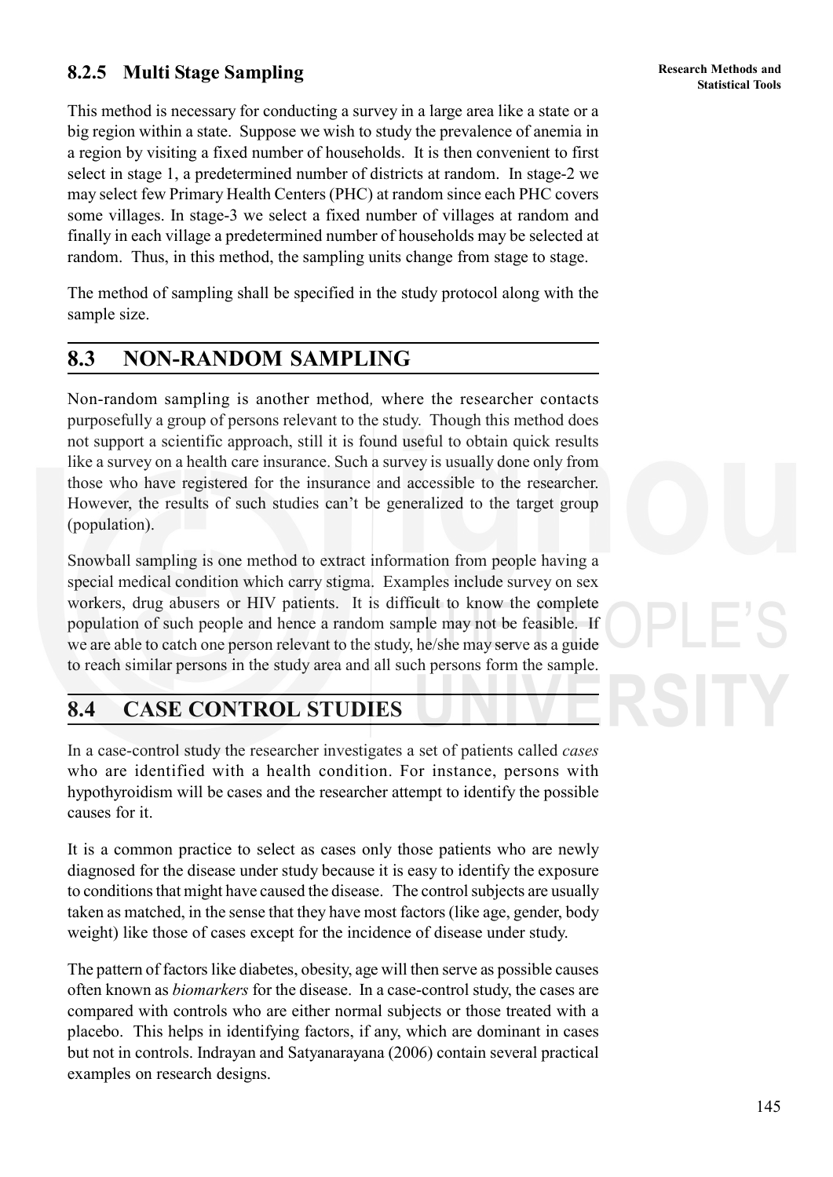### 8.2.5 Multi Stage Sampling

This method is necessary for conducting a survey in a large area like a state or a big region within a state. Suppose we wish to study the prevalence of anemia in a region by visiting a fixed number of households. It is then convenient to first select in stage 1, a predetermined number of districts at random. In stage-2 we may select few Primary Health Centers (PHC) at random since each PHC covers some villages. In stage-3 we select a fixed number of villages at random and finally in each village a predetermined number of households may be selected at random. Thus, in this method, the sampling units change from stage to stage.

The method of sampling shall be specified in the study protocol along with the sample size.

## 8.3 NON-RANDOM SAMPLING

Non-random sampling is another method, where the researcher contacts purposefully a group of persons relevant to the study. Though this method does not support a scientific approach, still it is found useful to obtain quick results like a survey on a health care insurance. Such a survey is usually done only from those who have registered for the insurance and accessible to the researcher. However, the results of such studies can't be generalized to the target group (population).

Snowball sampling is one method to extract information from people having a special medical condition which carry stigma. Examples include survey on sex workers, drug abusers or HIV patients. It is difficult to know the complete population of such people and hence a random sample may not be feasible. If we are able to catch one person relevant to the study, he/she may serve as a guide to reach similar persons in the study area and all such persons form the sample.

## 8.4 CASE CONTROL STUDIES

In a case-control study the researcher investigates a set of patients called *cases* who are identified with a health condition. For instance, persons with hypothyroidism will be cases and the researcher attempt to identify the possible causes for it.

It is a common practice to select as cases only those patients who are newly diagnosed for the disease under study because it is easy to identify the exposure to conditions that might have caused the disease. The control subjects are usually taken as matched, in the sense that they have most factors (like age, gender, body weight) like those of cases except for the incidence of disease under study.

The pattern of factors like diabetes, obesity, age will then serve as possible causes often known as *biomarkers* for the disease. In a case-control study, the cases are compared with controls who are either normal subjects or those treated with a placebo. This helps in identifying factors, if any, which are dominant in cases but not in controls. Indrayan and Satyanarayana (2006) contain several practical examples on research designs.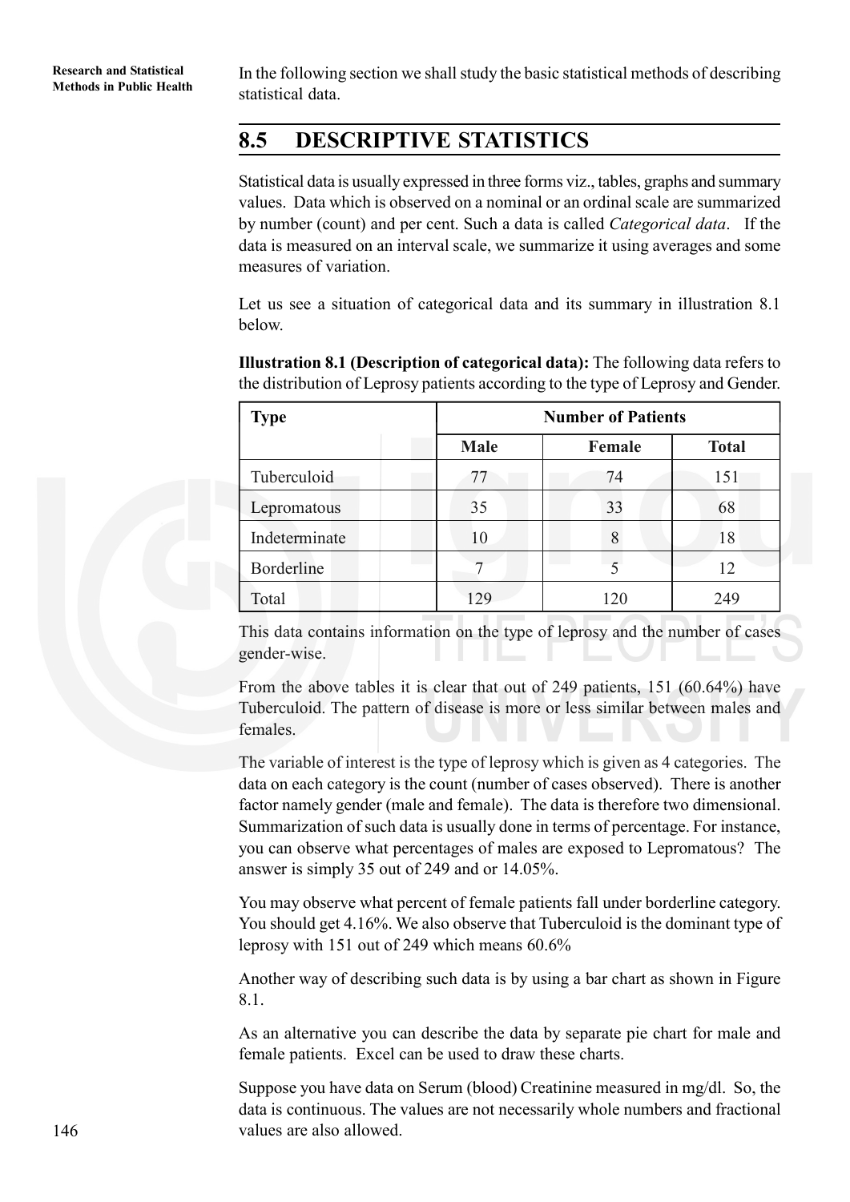In the following section we shall study the basic statistical methods of describing statistical data.

## 8.5 DESCRIPTIVE STATISTICS

Statistical data is usually expressed in three forms viz., tables, graphs and summary values. Data which is observed on a nominal or an ordinal scale are summarized by number (count) and per cent. Such a data is called *Categorical data*. If the data is measured on an interval scale, we summarize it using averages and some measures of variation.

Let us see a situation of categorical data and its summary in illustration 8.1 below.

**Illustration 8.1 (Description of categorical data):** The following data refers to the distribution of Leprosy patients according to the type of Leprosy and Gender.

| Type | Number of Patients | | |
|---|---|---|---|
| | Male | Female | Total |
| Tuberculoid | 77 | 74 | 151 |
| Lepromatous | 35 | 33 | 68 |
| Indeterminate | 10 | 8 | 18 |
| Borderline | 7 | 5 | 12 |
| Total | 129 | 120 | 249 |

This data contains information on the type of leprosy and the number of cases gender-wise.

From the above tables it is clear that out of 249 patients, 151 (60.64%) have Tuberculoid. The pattern of disease is more or less similar between males and females.

The variable of interest is the type of leprosy which is given as 4 categories. The data on each category is the count (number of cases observed). There is another factor namely gender (male and female). The data is therefore two dimensional. Summarization of such data is usually done in terms of percentage. For instance, you can observe what percentages of males are exposed to Lepromatous? The answer is simply 35 out of 249 and or 14.05%.

You may observe what percent of female patients fall under borderline category. You should get 4.16%. We also observe that Tuberculoid is the dominant type of leprosy with 151 out of 249 which means 60.6%

Another way of describing such data is by using a bar chart as shown in Figure 8.1.

As an alternative you can describe the data by separate pie chart for male and female patients. Excel can be used to draw these charts.

Suppose you have data on Serum (blood) Creatinine measured in mg/dl. So, the data is continuous. The values are not necessarily whole numbers and fractional values are also allowed.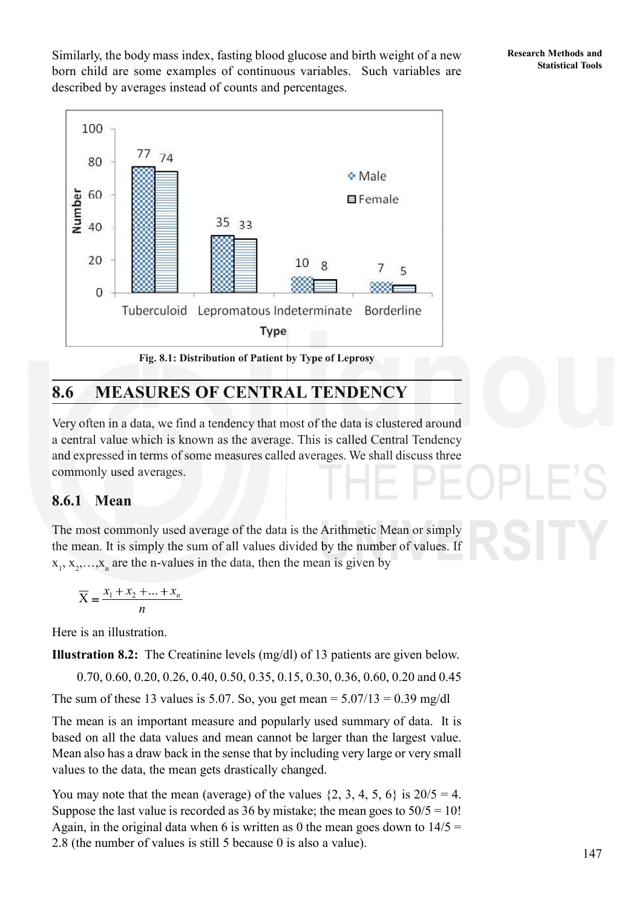Similarly, the body mass index, fasting blood glucose and birth weight of a new born child are some examples of continuous variables. Such variables are described by averages instead of counts and percentages.

Fig. 8.1: Distribution of Patient by Type of Leprosy

## 8.6 MEASURES OF CENTRAL TENDENCY

Very often in a data, we find a tendency that most of the data is clustered around a central value which is known as the average. This is called Central Tendency and expressed in terms of some measures called averages. We shall discuss three commonly used averages.

### 8.6.1 Mean

The most commonly used average of the data is the Arithmetic Mean or simply the mean. It is simply the sum of all values divided by the number of values. If $x_1, x_2, \ldots, x_n$ are the n-values in the data, then the mean is given by

$$\overline{X} = \frac{x_1 + x_2 + \ldots + x_n}{n}$$

Here is an illustration.

**Illustration 8.2:** The Creatinine levels (mg/dl) of 13 patients are given below.

0.70, 0.60, 0.20, 0.26, 0.40, 0.50, 0.35, 0.15, 0.30, 0.36, 0.60, 0.20 and 0.45

The sum of these 13 values is 5.07. So, you get mean = 5.07/13 = 0.39 mg/dl

The mean is an important measure and popularly used summary of data. It is based on all the data values and mean cannot be larger than the largest value. Mean also has a draw back in the sense that by including very large or very small values to the data, the mean gets drastically changed.

You may note that the mean (average) of the values {2, 3, 4, 5, 6} is 20/5 = 4. Suppose the last value is recorded as 36 by mistake; the mean goes to 50/5 = 10! Again, in the original data when 6 is written as 0 the mean goes down to 14/5 = 2.8 (the number of values is still 5 because 0 is also a value).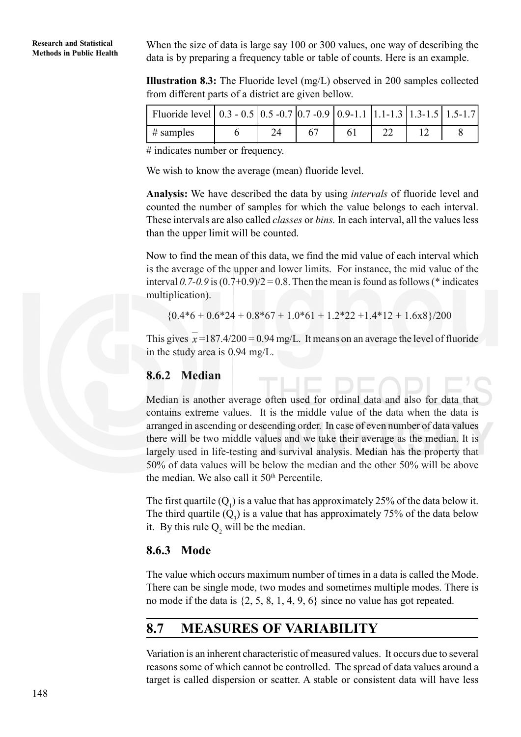When the size of data is large say 100 or 300 values, one way of describing the data is by preparing a frequency table or table of counts. Here is an example.

**Illustration 8.3:** The Fluoride level (mg/L) observed in 200 samples collected from different parts of a district are given bellow.

| Fluoride level | 0.3 - 0.5 | 0.5 -0.7 | 0.7 -0.9 | 0.9-1.1 | 1.1-1.3 | 1.3-1.5 | 1.5-1.7 |
|---|---|---|---|---|---|---|---|
| # samples | 6 | 24 | 67 | 61 | 22 | 12 | 8 |

# indicates number or frequency.

We wish to know the average (mean) fluoride level.

**Analysis:** We have described the data by using *intervals* of fluoride level and counted the number of samples for which the value belongs to each interval. These intervals are also called *classes* or *bins.* In each interval, all the values less than the upper limit will be counted.

Now to find the mean of this data, we find the mid value of each interval which is the average of the upper and lower limits. For instance, the mid value of the interval *0.7-0.9* is (0.7+0.9)/2 = 0.8. Then the mean is found as follows (* indicates multiplication).

$$\{0.4*6 + 0.6*24 + 0.8*67 + 1.0*61 + 1.2*22 + 1.4*12 + 1.6x8\}/200$$

This gives $\bar{x}$ =187.4/200 = 0.94 mg/L. It means on an average the level of fluoride in the study area is 0.94 mg/L.

### 8.6.2 Median

Median is another average often used for ordinal data and also for data that contains extreme values. It is the middle value of the data when the data is arranged in ascending or descending order. In case of even number of data values there will be two middle values and we take their average as the median. It is largely used in life-testing and survival analysis. Median has the property that 50% of data values will be below the median and the other 50% will be above the median. We also call it $50^{th}$ Percentile.

The first quartile ($Q_1$) is a value that has approximately 25% of the data below it. The third quartile ($Q_3$) is a value that has approximately 75% of the data below it. By this rule $Q_2$ will be the median.

### 8.6.3 Mode

The value which occurs maximum number of times in a data is called the Mode. There can be single mode, two modes and sometimes multiple modes. There is no mode if the data is {2, 5, 8, 1, 4, 9, 6} since no value has got repeated.

## 8.7 MEASURES OF VARIABILITY

Variation is an inherent characteristic of measured values. It occurs due to several reasons some of which cannot be controlled. The spread of data values around a target is called dispersion or scatter. A stable or consistent data will have less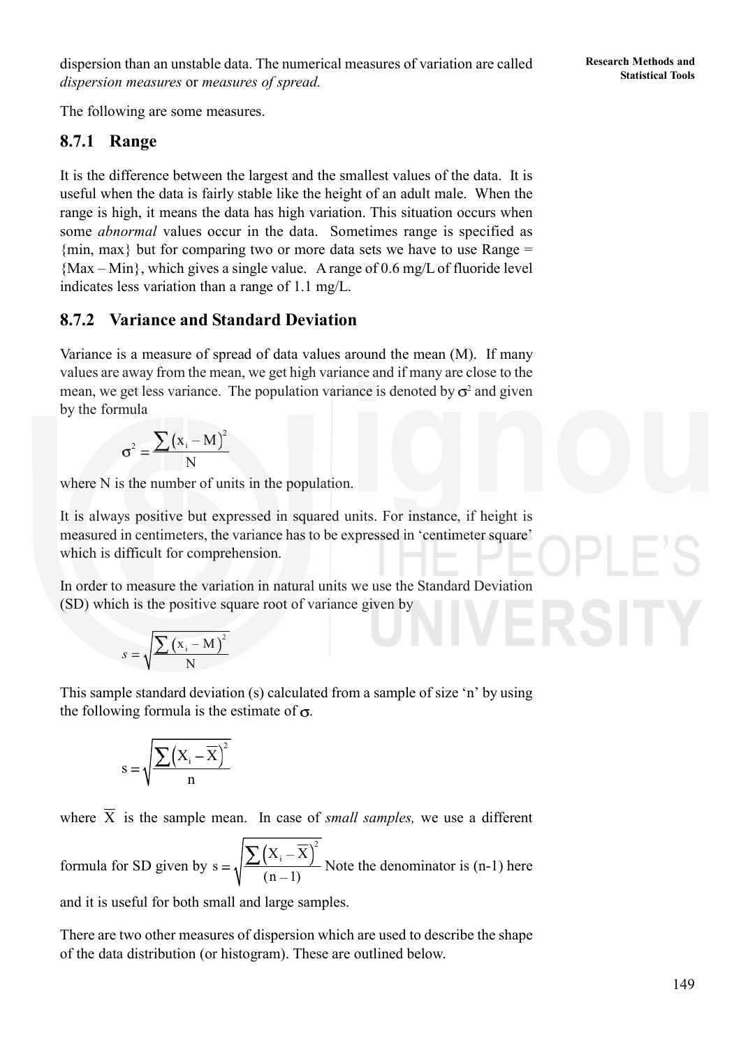dispersion than an unstable data. The numerical measures of variation are called *dispersion measures* or *measures of spread.*

The following are some measures.

### 8.7.1 Range

It is the difference between the largest and the smallest values of the data. It is useful when the data is fairly stable like the height of an adult male. When the range is high, it means the data has high variation. This situation occurs when some *abnormal* values occur in the data. Sometimes range is specified as {min, max} but for comparing two or more data sets we have to use Range = {Max – Min}, which gives a single value. A range of 0.6 mg/L of fluoride level indicates less variation than a range of 1.1 mg/L.

### 8.7.2 Variance and Standard Deviation

Variance is a measure of spread of data values around the mean (M). If many values are away from the mean, we get high variance and if many are close to the mean, we get less variance. The population variance is denoted by $\sigma^2$ and given by the formula

$$\sigma^2 = \frac{\sum (x_i - M)^2}{N}$$

where N is the number of units in the population.

It is always positive but expressed in squared units. For instance, if height is measured in centimeters, the variance has to be expressed in 'centimeter square' which is difficult for comprehension.

In order to measure the variation in natural units we use the Standard Deviation (SD) which is the positive square root of variance given by

$$s = \sqrt{\frac{\sum (x_i - M)^2}{N}}$$

This sample standard deviation (s) calculated from a sample of size 'n' by using the following formula is the estimate of $\sigma$.

$$s = \sqrt{\frac{\sum (X_i - \overline{X})^2}{n}}$$

where $\overline{X}$ is the sample mean. In case of *small samples,* we use a different formula for SD given by $s = \sqrt{\frac{\sum (X_i - \overline{X})^2}{(n-1)}}$ Note the denominator is (n-1) here and it is useful for both small and large samples.

There are two other measures of dispersion which are used to describe the shape of the data distribution (or histogram). These are outlined below.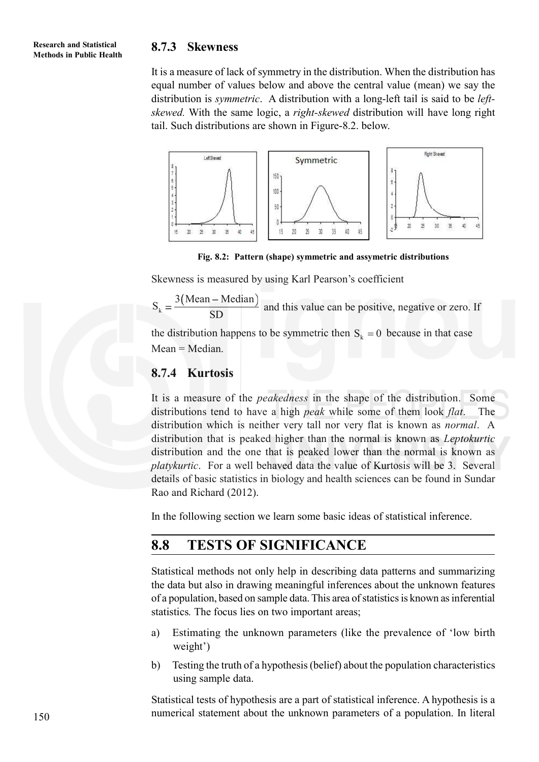### 8.7.3 Skewness

It is a measure of lack of symmetry in the distribution. When the distribution has equal number of values below and above the central value (mean) we say the distribution is *symmetric*. A distribution with a long-left tail is said to be *left-skewed.* With the same logic, a *right-skewed* distribution will have long right tail. Such distributions are shown in Figure-8.2. below.

**Fig. 8.2: Pattern (shape) symmetric and assymetric distributions**

Skewness is measured by using Karl Pearson's coefficient

$S_k = \frac{3(\text{Mean} - \text{Median})}{\text{SD}}$ and this value can be positive, negative or zero. If the distribution happens to be symmetric then $S_k = 0$ because in that case Mean = Median.

### 8.7.4 Kurtosis

It is a measure of the *peakedness* in the shape of the distribution. Some distributions tend to have a high *peak* while some of them look *flat*. The distribution which is neither very tall nor very flat is known as *normal*. A distribution that is peaked higher than the normal is known as *Leptokurtic* distribution and the one that is peaked lower than the normal is known as *platykurtic*. For a well behaved data the value of Kurtosis will be 3. Several details of basic statistics in biology and health sciences can be found in Sundar Rao and Richard (2012).

In the following section we learn some basic ideas of statistical inference.

## 8.8 TESTS OF SIGNIFICANCE

Statistical methods not only help in describing data patterns and summarizing the data but also in drawing meaningful inferences about the unknown features of a population, based on sample data. This area of statistics is known as inferential statistics*.* The focus lies on two important areas;

a) Estimating the unknown parameters (like the prevalence of 'low birth weight')

b) Testing the truth of a hypothesis (belief) about the population characteristics using sample data.

Statistical tests of hypothesis are a part of statistical inference. A hypothesis is a numerical statement about the unknown parameters of a population. In literal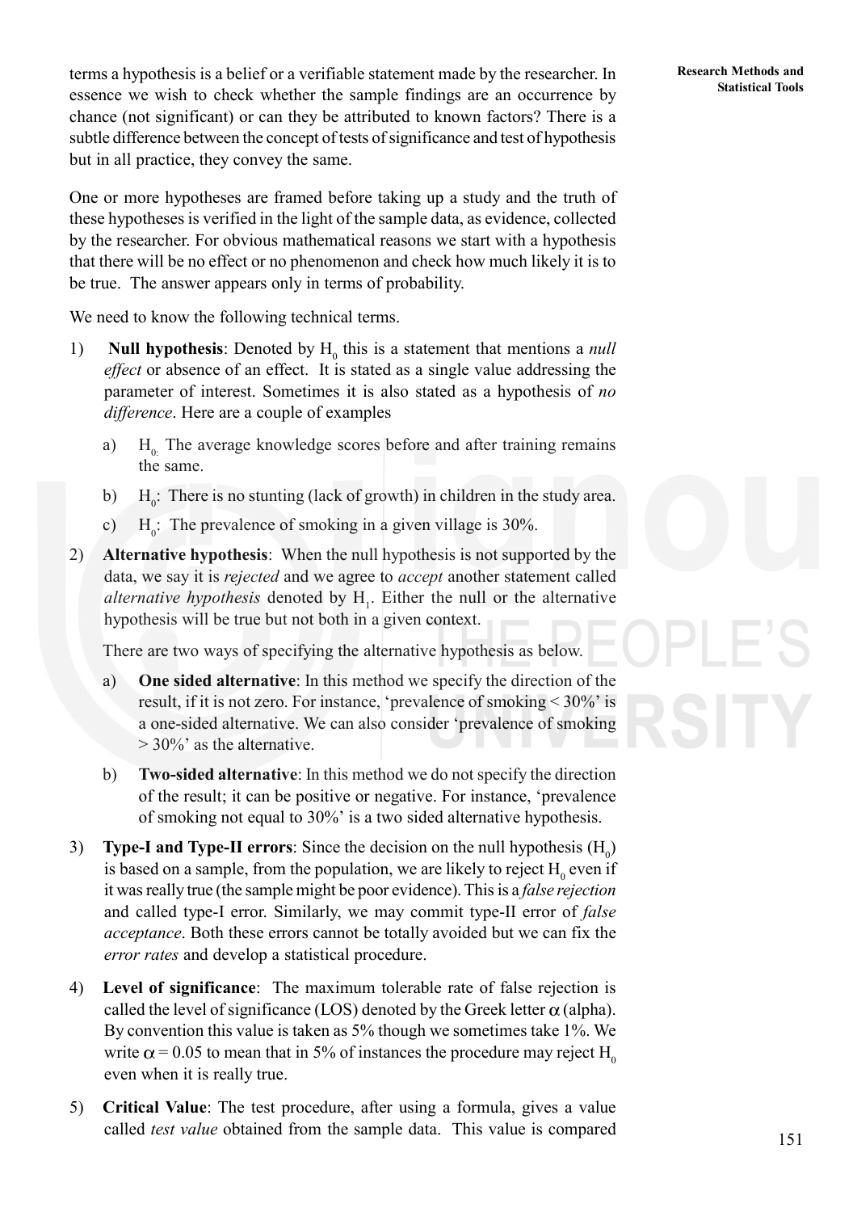terms a hypothesis is a belief or a verifiable statement made by the researcher. In essence we wish to check whether the sample findings are an occurrence by chance (not significant) or can they be attributed to known factors? There is a subtle difference between the concept of tests of significance and test of hypothesis but in all practice, they convey the same.

One or more hypotheses are framed before taking up a study and the truth of these hypotheses is verified in the light of the sample data, as evidence, collected by the researcher. For obvious mathematical reasons we start with a hypothesis that there will be no effect or no phenomenon and check how much likely it is to be true. The answer appears only in terms of probability.

We need to know the following technical terms.

1) **Null hypothesis**: Denoted by $H_0$ this is a statement that mentions a *null effect* or absence of an effect. It is stated as a single value addressing the parameter of interest. Sometimes it is also stated as a hypothesis of *no difference*. Here are a couple of examples

   a) $H_0$: The average knowledge scores before and after training remains the same.

   b) $H_0$: There is no stunting (lack of growth) in children in the study area.

   c) $H_0$: The prevalence of smoking in a given village is 30%.

2) **Alternative hypothesis**: When the null hypothesis is not supported by the data, we say it is *rejected* and we agree to *accept* another statement called *alternative hypothesis* denoted by $H_1$. Either the null or the alternative hypothesis will be true but not both in a given context.

   There are two ways of specifying the alternative hypothesis as below.

   a) **One sided alternative**: In this method we specify the direction of the result, if it is not zero. For instance, 'prevalence of smoking < 30%' is a one-sided alternative. We can also consider 'prevalence of smoking > 30%' as the alternative.

   b) **Two-sided alternative**: In this method we do not specify the direction of the result; it can be positive or negative. For instance, 'prevalence of smoking not equal to 30%' is a two sided alternative hypothesis.

3) **Type-I and Type-II errors**: Since the decision on the null hypothesis ($H_0$) is based on a sample, from the population, we are likely to reject $H_0$ even if it was really true (the sample might be poor evidence). This is a *false rejection* and called type-I error. Similarly, we may commit type-II error of *false acceptance*. Both these errors cannot be totally avoided but we can fix the *error rates* and develop a statistical procedure.

4) **Level of significance**: The maximum tolerable rate of false rejection is called the level of significance (LOS) denoted by the Greek letter $\alpha$ (alpha). By convention this value is taken as 5% though we sometimes take 1%. We write $\alpha = 0.05$ to mean that in 5% of instances the procedure may reject $H_0$ even when it is really true.

5) **Critical Value**: The test procedure, after using a formula, gives a value called *test value* obtained from the sample data. This value is compared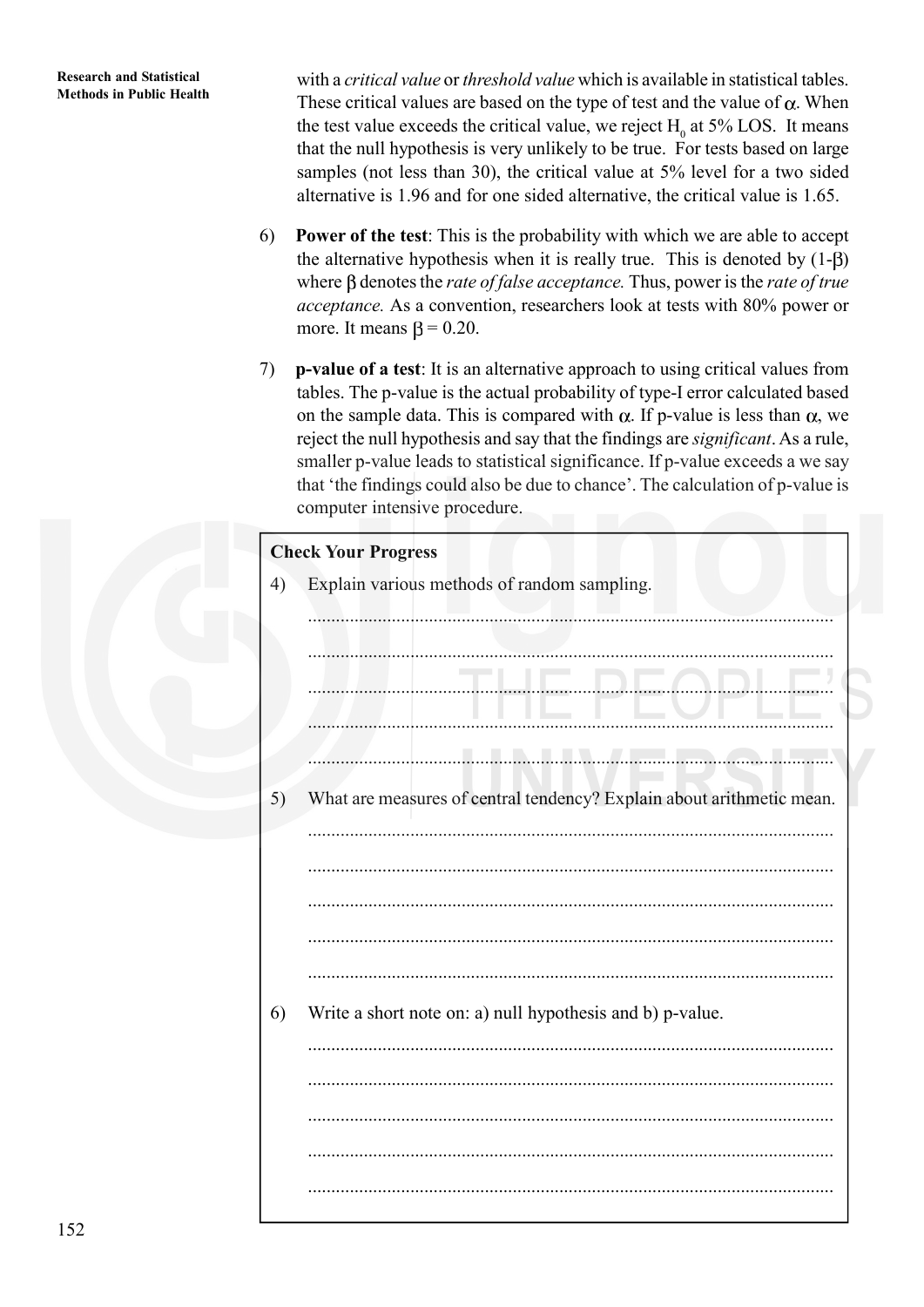with a *critical value* or *threshold value* which is available in statistical tables. These critical values are based on the type of test and the value of $\alpha$. When the test value exceeds the critical value, we reject $H_0$ at 5% LOS. It means that the null hypothesis is very unlikely to be true. For tests based on large samples (not less than 30), the critical value at 5% level for a two sided alternative is 1.96 and for one sided alternative, the critical value is 1.65.

6) **Power of the test**: This is the probability with which we are able to accept the alternative hypothesis when it is really true. This is denoted by $(1-\beta)$ where $\beta$ denotes the *rate of false acceptance.* Thus, power is the *rate of true acceptance.* As a convention, researchers look at tests with 80% power or more. It means $\beta = 0.20$.

7) **p-value of a test**: It is an alternative approach to using critical values from tables. The p-value is the actual probability of type-I error calculated based on the sample data. This is compared with $\alpha$. If p-value is less than $\alpha$, we reject the null hypothesis and say that the findings are *significant*. As a rule, smaller p-value leads to statistical significance. If p-value exceeds a we say that 'the findings could also be due to chance'. The calculation of p-value is computer intensive procedure.

**Check Your Progress**

4) Explain various methods of random sampling.

...............................................................................................................

...............................................................................................................

...............................................................................................................

...............................................................................................................

...............................................................................................................

5) What are measures of central tendency? Explain about arithmetic mean.

...............................................................................................................

...............................................................................................................

...............................................................................................................

...............................................................................................................

...............................................................................................................

6) Write a short note on: a) null hypothesis and b) p-value.

...............................................................................................................

...............................................................................................................

...............................................................................................................

...............................................................................................................

...............................................................................................................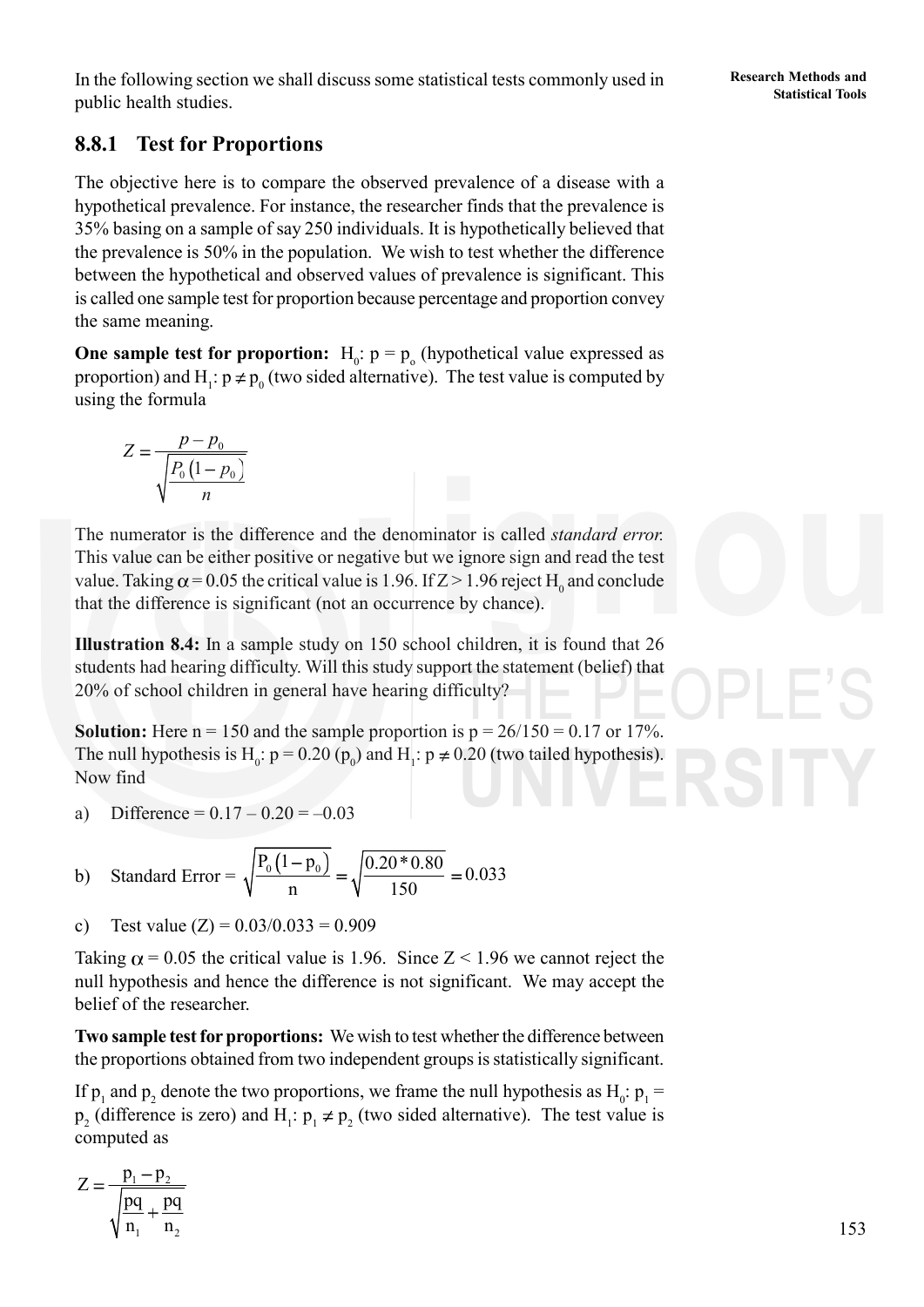In the following section we shall discuss some statistical tests commonly used in public health studies.

### 8.8.1 Test for Proportions

The objective here is to compare the observed prevalence of a disease with a hypothetical prevalence. For instance, the researcher finds that the prevalence is 35% basing on a sample of say 250 individuals. It is hypothetically believed that the prevalence is 50% in the population. We wish to test whether the difference between the hypothetical and observed values of prevalence is significant. This is called one sample test for proportion because percentage and proportion convey the same meaning.

**One sample test for proportion:** $H_0$: $p = p_o$ (hypothetical value expressed as proportion) and $H_1$: $p \neq p_0$ (two sided alternative). The test value is computed by using the formula

$$Z = \frac{p - p_0}{\sqrt{\frac{P_0(1 - p_0)}{n}}}$$

The numerator is the difference and the denominator is called *standard error.* This value can be either positive or negative but we ignore sign and read the test value. Taking $\alpha = 0.05$ the critical value is 1.96. If $Z > 1.96$ reject $H_0$ and conclude that the difference is significant (not an occurrence by chance).

**Illustration 8.4:** In a sample study on 150 school children, it is found that 26 students had hearing difficulty. Will this study support the statement (belief) that 20% of school children in general have hearing difficulty?

**Solution:** Here n = 150 and the sample proportion is p = 26/150 = 0.17 or 17%. The null hypothesis is $H_0$: $p = 0.20$ ($p_0$) and $H_1$: $p \neq 0.20$ (two tailed hypothesis). Now find

a) Difference = 0.17 – 0.20 = –0.03

b) Standard Error = $\sqrt{\frac{P_0(1 - p_0)}{n}} = \sqrt{\frac{0.20 * 0.80}{150}} = 0.033$

c) Test value (Z) = 0.03/0.033 = 0.909

Taking $\alpha = 0.05$ the critical value is 1.96. Since $Z < 1.96$ we cannot reject the null hypothesis and hence the difference is not significant. We may accept the belief of the researcher.

**Two sample test for proportions:** We wish to test whether the difference between the proportions obtained from two independent groups is statistically significant.

If $p_1$ and $p_2$ denote the two proportions, we frame the null hypothesis as $H_0$: $p_1 = p_2$ (difference is zero) and $H_1$: $p_1 \neq p_2$ (two sided alternative). The test value is computed as

$$Z = \frac{p_1 - p_2}{\sqrt{\frac{pq}{n_1} + \frac{pq}{n_2}}}$$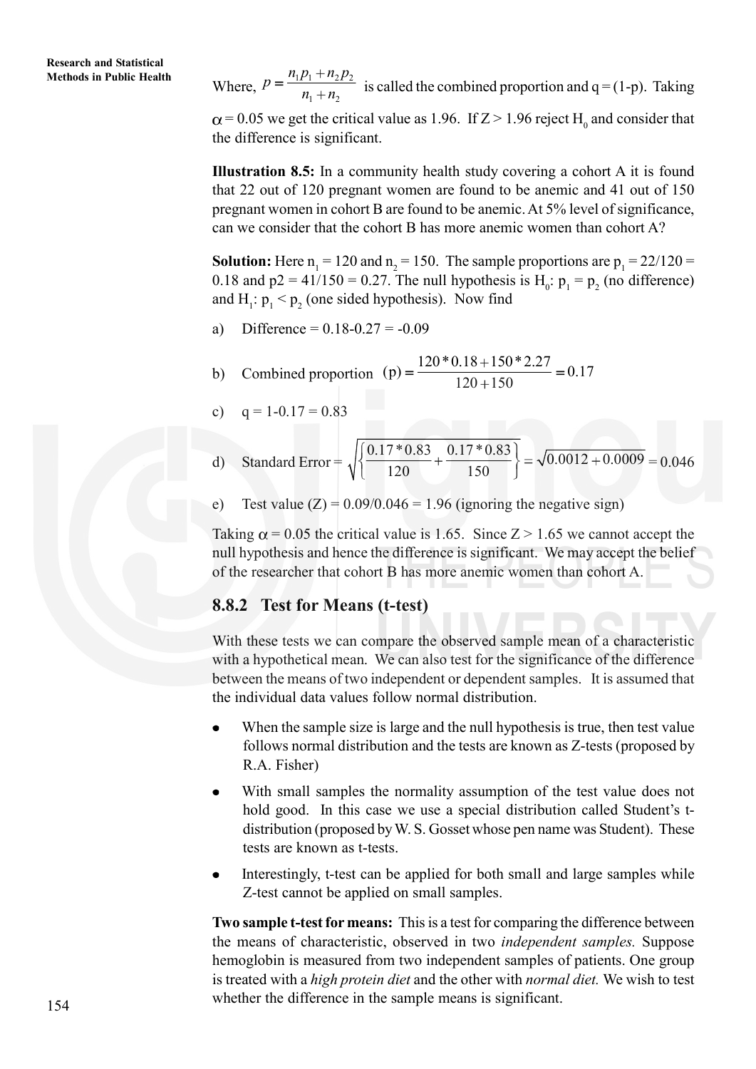Where, $p = \frac{n_1 p_1 + n_2 p_2}{n_1 + n_2}$ is called the combined proportion and q = (1-p). Taking $\alpha = 0.05$ we get the critical value as 1.96. If Z > 1.96 reject $H_0$ and consider that the difference is significant.

**Illustration 8.5:** In a community health study covering a cohort A it is found that 22 out of 120 pregnant women are found to be anemic and 41 out of 150 pregnant women in cohort B are found to be anemic. At 5% level of significance, can we consider that the cohort B has more anemic women than cohort A?

**Solution:** Here $n_1 = 120$ and $n_2 = 150$. The sample proportions are $p_1 = 22/120 = 0.18$ and $p2 = 41/150 = 0.27$. The null hypothesis is $H_0$: $p_1 = p_2$ (no difference) and $H_1$: $p_1 < p_2$ (one sided hypothesis). Now find

a) Difference = 0.18-0.27 = -0.09

b) Combined proportion $(p) = \frac{120 * 0.18 + 150 * 2.27}{120 + 150} = 0.17$

c) q = 1-0.17 = 0.83

d) Standard Error = $\sqrt{\left\{\frac{0.17 * 0.83}{120} + \frac{0.17 * 0.83}{150}\right\}} = \sqrt{0.0012 + 0.0009} = 0.046$

e) Test value (Z) = 0.09/0.046 = 1.96 (ignoring the negative sign)

Taking $\alpha = 0.05$ the critical value is 1.65. Since Z > 1.65 we cannot accept the null hypothesis and hence the difference is significant. We may accept the belief of the researcher that cohort B has more anemic women than cohort A.

### 8.8.2 Test for Means (t-test)

With these tests we can compare the observed sample mean of a characteristic with a hypothetical mean. We can also test for the significance of the difference between the means of two independent or dependent samples. It is assumed that the individual data values follow normal distribution.

- When the sample size is large and the null hypothesis is true, then test value follows normal distribution and the tests are known as Z-tests (proposed by R.A. Fisher)
- With small samples the normality assumption of the test value does not hold good. In this case we use a special distribution called Student's t-distribution (proposed by W. S. Gosset whose pen name was Student). These tests are known as t-tests.
- Interestingly, t-test can be applied for both small and large samples while Z-test cannot be applied on small samples.

**Two sample t-test for means:** This is a test for comparing the difference between the means of characteristic, observed in two *independent samples.* Suppose hemoglobin is measured from two independent samples of patients. One group is treated with a *high protein diet* and the other with *normal diet.* We wish to test whether the difference in the sample means is significant.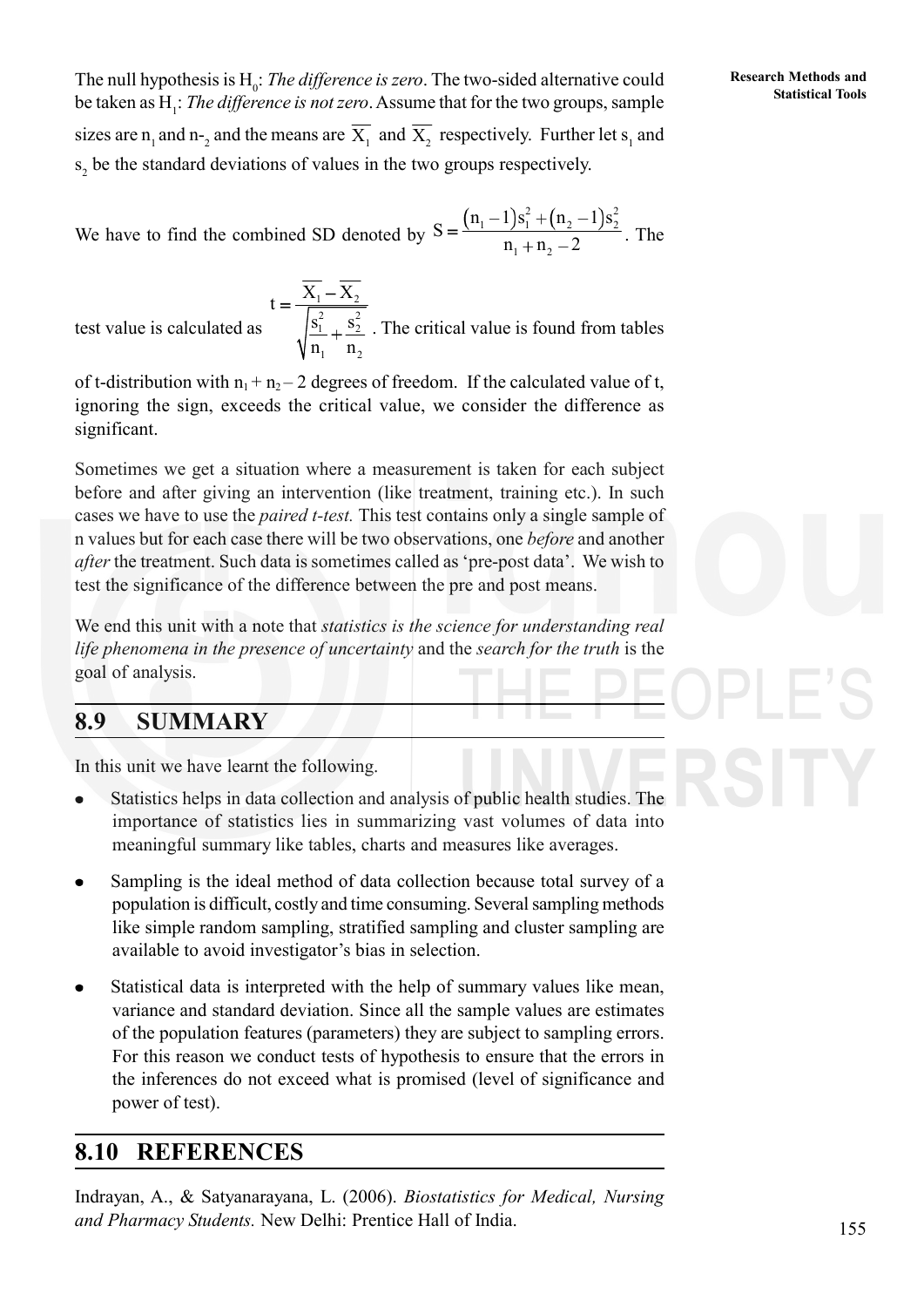The null hypothesis is $H_0$: *The difference is zero*. The two-sided alternative could be taken as $H_1$: *The difference is not zero*. Assume that for the two groups, sample sizes are $n_1$ and $n\text{-}_2$ and the means are $\overline{X_1}$ and $\overline{X_2}$ respectively. Further let $s_1$ and $s_2$ be the standard deviations of values in the two groups respectively.

We have to find the combined SD denoted by $S = \dfrac{(n_1 - 1)s_1^2 + (n_2 - 1)s_2^2}{n_1 + n_2 - 2}$. The test value is calculated as

$$t = \frac{\overline{X_1} - \overline{X_2}}{\sqrt{\dfrac{s_1^2}{n_1} + \dfrac{s_2^2}{n_2}}}$$

. The critical value is found from tables of t-distribution with $n_1 + n_2 - 2$ degrees of freedom. If the calculated value of t, ignoring the sign, exceeds the critical value, we consider the difference as significant.

Sometimes we get a situation where a measurement is taken for each subject before and after giving an intervention (like treatment, training etc.). In such cases we have to use the *paired t-test.* This test contains only a single sample of n values but for each case there will be two observations, one *before* and another *after* the treatment. Such data is sometimes called as 'pre-post data'. We wish to test the significance of the difference between the pre and post means.

We end this unit with a note that *statistics is the science for understanding real life phenomena in the presence of uncertainty* and the *search for the truth* is the goal of analysis.

## 8.9 SUMMARY

In this unit we have learnt the following.

- Statistics helps in data collection and analysis of public health studies. The importance of statistics lies in summarizing vast volumes of data into meaningful summary like tables, charts and measures like averages.
- Sampling is the ideal method of data collection because total survey of a population is difficult, costly and time consuming. Several sampling methods like simple random sampling, stratified sampling and cluster sampling are available to avoid investigator's bias in selection.
- Statistical data is interpreted with the help of summary values like mean, variance and standard deviation. Since all the sample values are estimates of the population features (parameters) they are subject to sampling errors. For this reason we conduct tests of hypothesis to ensure that the errors in the inferences do not exceed what is promised (level of significance and power of test).

## 8.10 REFERENCES

Indrayan, A., & Satyanarayana, L. (2006). *Biostatistics for Medical, Nursing and Pharmacy Students.* New Delhi: Prentice Hall of India.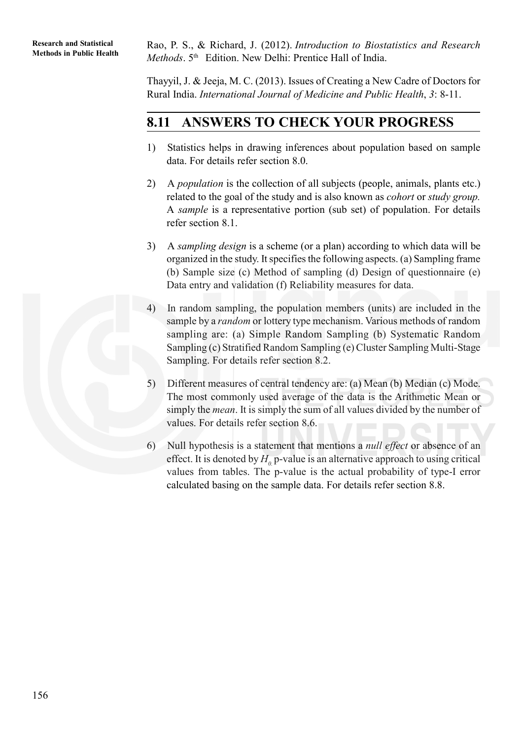Rao, P. S., & Richard, J. (2012). *Introduction to Biostatistics and Research Methods*. 5th Edition. New Delhi: Prentice Hall of India.

Thayyil, J. & Jeeja, M. C. (2013). Issues of Creating a New Cadre of Doctors for Rural India. *International Journal of Medicine and Public Health*, *3*: 8-11.

## 8.11 ANSWERS TO CHECK YOUR PROGRESS

1) Statistics helps in drawing inferences about population based on sample data. For details refer section 8.0.

2) A *population* is the collection of all subjects (people, animals, plants etc.) related to the goal of the study and is also known as *cohort* or *study group.* A *sample* is a representative portion (sub set) of population. For details refer section 8.1.

3) A *sampling design* is a scheme (or a plan) according to which data will be organized in the study. It specifies the following aspects. (a) Sampling frame (b) Sample size (c) Method of sampling (d) Design of questionnaire (e) Data entry and validation (f) Reliability measures for data.

4) In random sampling, the population members (units) are included in the sample by a *random* or lottery type mechanism. Various methods of random sampling are: (a) Simple Random Sampling (b) Systematic Random Sampling (c) Stratified Random Sampling (e) Cluster Sampling Multi-Stage Sampling. For details refer section 8.2.

5) Different measures of central tendency are: (a) Mean (b) Median (c) Mode. The most commonly used average of the data is the Arithmetic Mean or simply the *mean*. It is simply the sum of all values divided by the number of values. For details refer section 8.6.

6) Null hypothesis is a statement that mentions a *null effect* or absence of an effect. It is denoted by $H_{0.}$ p-value is an alternative approach to using critical values from tables. The p-value is the actual probability of type-I error calculated basing on the sample data. For details refer section 8.8.